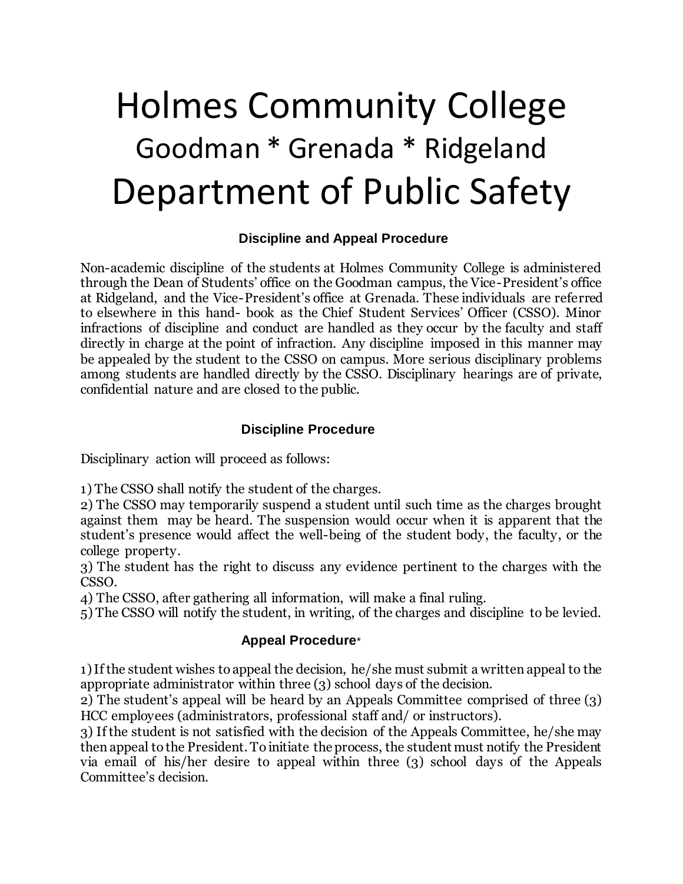# Holmes Community College

## Goodman * Grenada * Ridgeland

# Department of Public Safety

### Discipline and Appeal Procedure

Non-academic discipline of the students at Holmes Community College is administered through the Dean of Students' office on the Goodman campus, the Vice-President's office at Ridgeland, and the Vice-President's office at Grenada. These individuals are referred to elsewhere in this hand- book as the Chief Student Services' Officer (CSSO). Minor infractions of discipline and conduct are handled as they occur by the faculty and staff directly in charge at the point of infraction. Any discipline imposed in this manner may be appealed by the student to the CSSO on campus. More serious disciplinary problems among students are handled directly by the CSSO. Disciplinary hearings are of private, confidential nature and are closed to the public.

### Discipline Procedure

Disciplinary action will proceed as follows:

1) The CSSO shall notify the student of the charges.
2) The CSSO may temporarily suspend a student until such time as the charges brought against them may be heard. The suspension would occur when it is apparent that the student's presence would affect the well-being of the student body, the faculty, or the college property.
3) The student has the right to discuss any evidence pertinent to the charges with the CSSO.
4) The CSSO, after gathering all information, will make a final ruling.
5) The CSSO will notify the student, in writing, of the charges and discipline to be levied.

### Appeal Procedure*

1) If the student wishes to appeal the decision, he/she must submit a written appeal to the appropriate administrator within three (3) school days of the decision.
2) The student's appeal will be heard by an Appeals Committee comprised of three (3) HCC employees (administrators, professional staff and/ or instructors).
3) If the student is not satisfied with the decision of the Appeals Committee, he/she may then appeal to the President. To initiate the process, the student must notify the President via email of his/her desire to appeal within three (3) school days of the Appeals Committee's decision.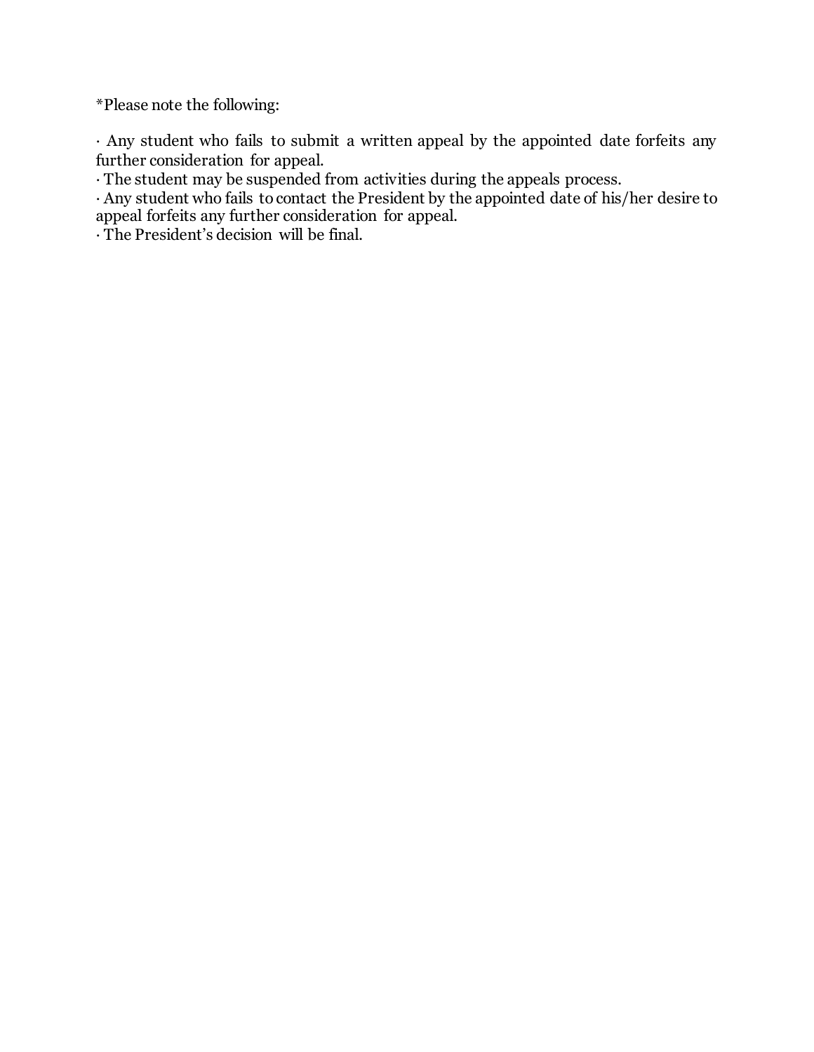*Please note the following:

· Any student who fails to submit a written appeal by the appointed date forfeits any further consideration for appeal.
· The student may be suspended from activities during the appeals process.
· Any student who fails to contact the President by the appointed date of his/her desire to appeal forfeits any further consideration for appeal.
· The President's decision will be final.